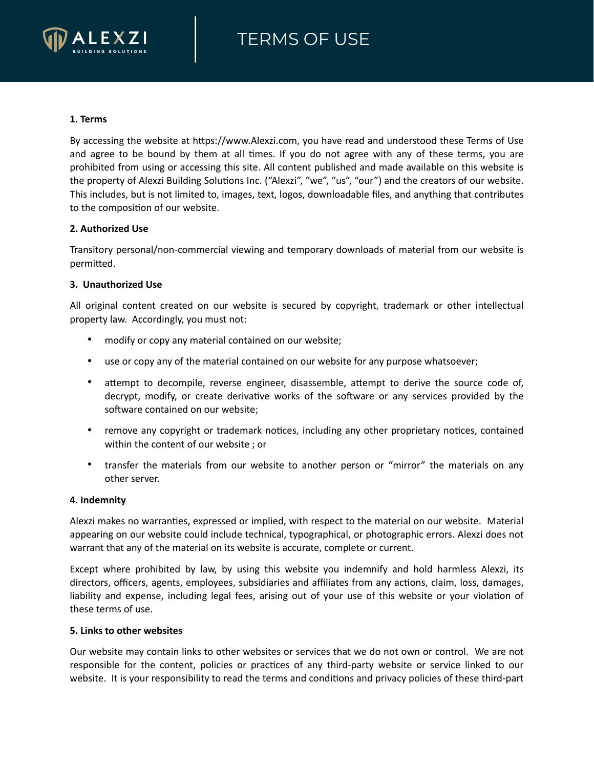# TERMS OF USE

**1. Terms**

By accessing the website at https://www.Alexzi.com, you have read and understood these Terms of Use and agree to be bound by them at all times. If you do not agree with any of these terms, you are prohibited from using or accessing this site. All content published and made available on this website is the property of Alexzi Building Solutions Inc. ("Alexzi", "we", "us", "our") and the creators of our website. This includes, but is not limited to, images, text, logos, downloadable files, and anything that contributes to the composition of our website.

**2. Authorized Use**

Transitory personal/non-commercial viewing and temporary downloads of material from our website is permitted.

**3. Unauthorized Use**

All original content created on our website is secured by copyright, trademark or other intellectual property law. Accordingly, you must not:

- modify or copy any material contained on our website;
- use or copy any of the material contained on our website for any purpose whatsoever;
- attempt to decompile, reverse engineer, disassemble, attempt to derive the source code of, decrypt, modify, or create derivative works of the software or any services provided by the software contained on our website;
- remove any copyright or trademark notices, including any other proprietary notices, contained within the content of our website ; or
- transfer the materials from our website to another person or "mirror" the materials on any other server.

**4. Indemnity**

Alexzi makes no warranties, expressed or implied, with respect to the material on our website. Material appearing on our website could include technical, typographical, or photographic errors. Alexzi does not warrant that any of the material on its website is accurate, complete or current.

Except where prohibited by law, by using this website you indemnify and hold harmless Alexzi, its directors, officers, agents, employees, subsidiaries and affiliates from any actions, claim, loss, damages, liability and expense, including legal fees, arising out of your use of this website or your violation of these terms of use.

**5. Links to other websites**

Our website may contain links to other websites or services that we do not own or control. We are not responsible for the content, policies or practices of any third-party website or service linked to our website. It is your responsibility to read the terms and conditions and privacy policies of these third-part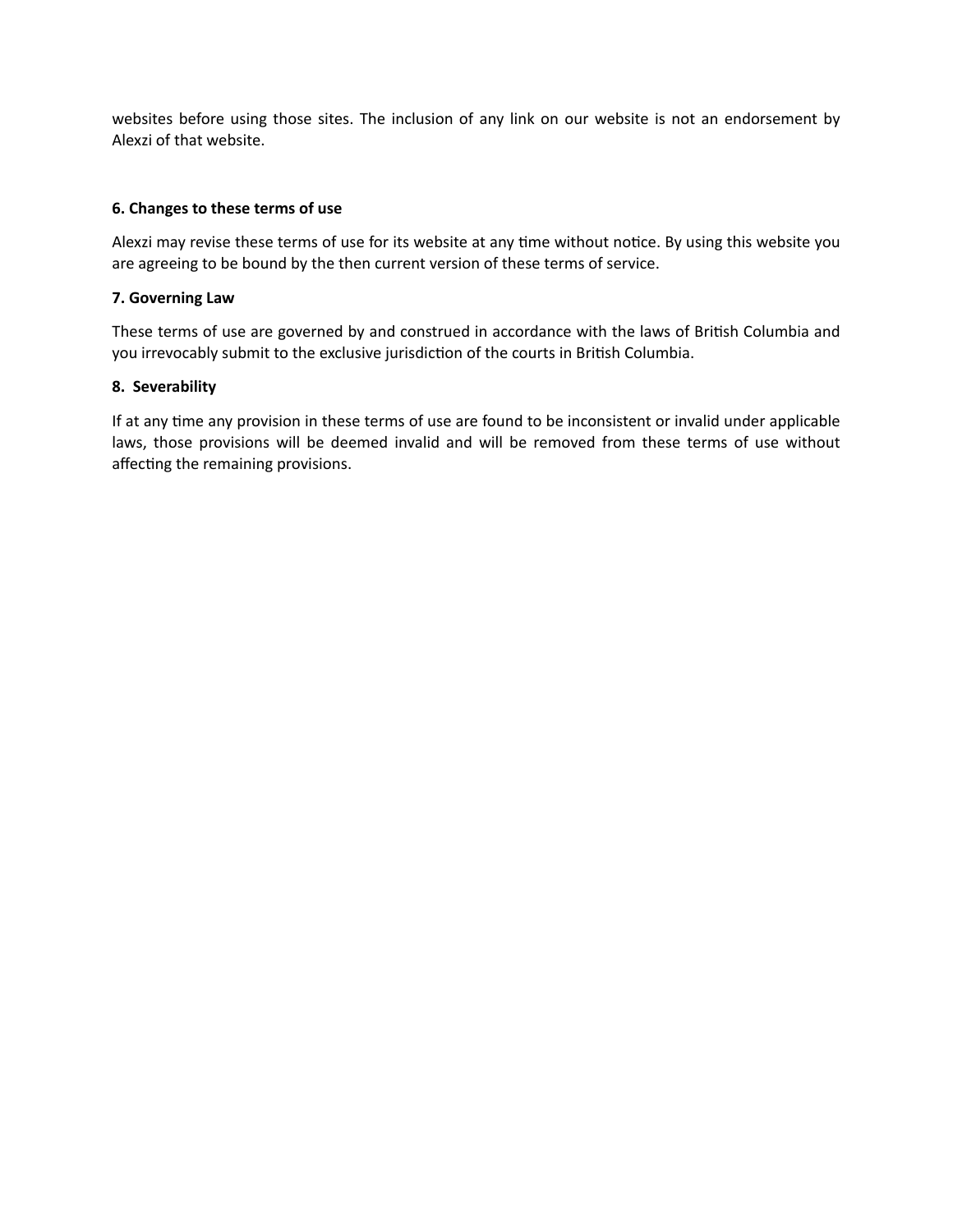websites before using those sites. The inclusion of any link on our website is not an endorsement by Alexzi of that website.

**6. Changes to these terms of use**

Alexzi may revise these terms of use for its website at any time without notice. By using this website you are agreeing to be bound by the then current version of these terms of service.

**7. Governing Law**

These terms of use are governed by and construed in accordance with the laws of British Columbia and you irrevocably submit to the exclusive jurisdiction of the courts in British Columbia.

**8. Severability**

If at any time any provision in these terms of use are found to be inconsistent or invalid under applicable laws, those provisions will be deemed invalid and will be removed from these terms of use without affecting the remaining provisions.